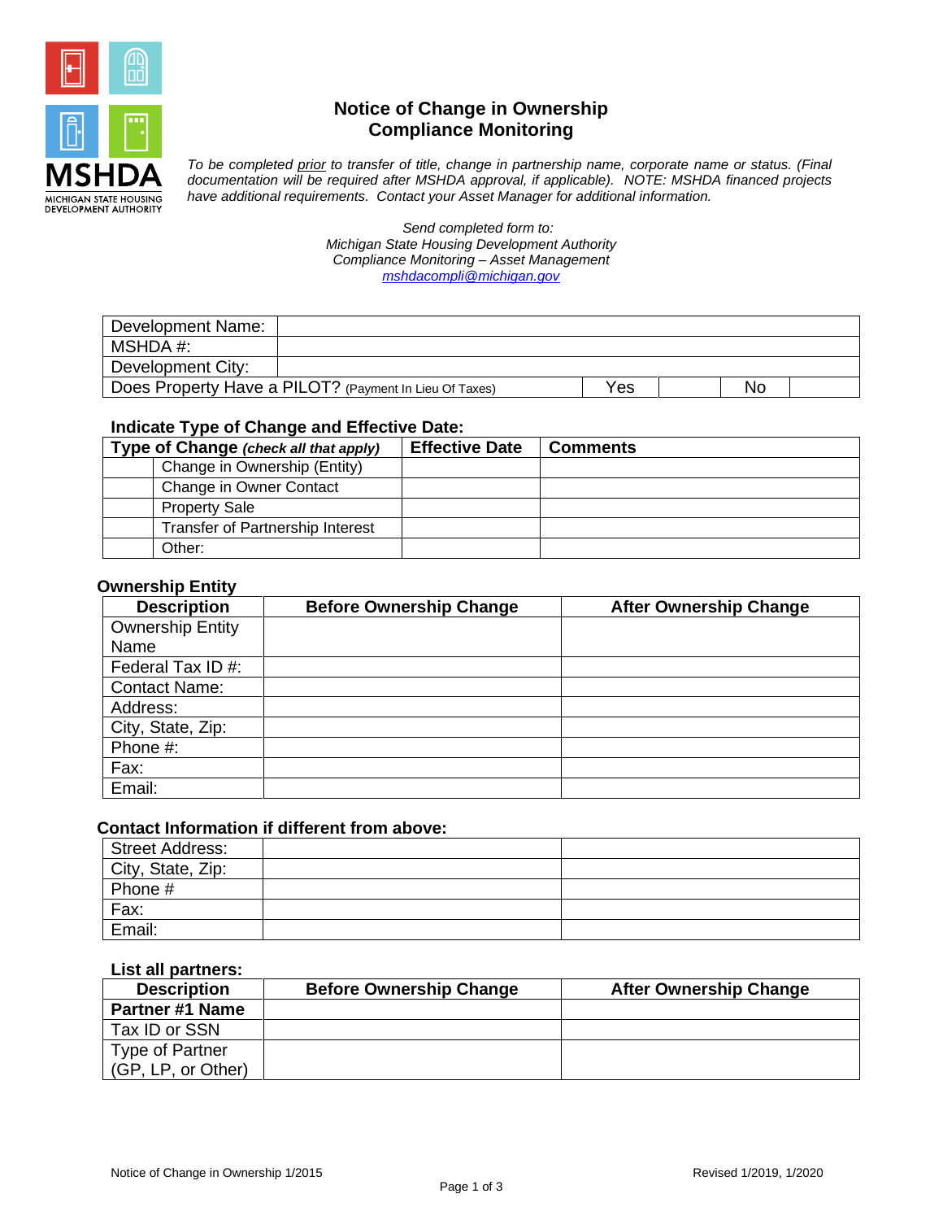MSHDA
MICHIGAN STATE HOUSING DEVELOPMENT AUTHORITY

# Notice of Change in Ownership
# Compliance Monitoring

*To be completed prior to transfer of title, change in partnership name, corporate name or status. (Final documentation will be required after MSHDA approval, if applicable). NOTE: MSHDA financed projects have additional requirements. Contact your Asset Manager for additional information.*

*Send completed form to:*
*Michigan State Housing Development Authority*
*Compliance Monitoring – Asset Management*
*mshdacompli@michigan.gov*

| Development Name: | | | | |
|---|---|---|---|---|
| MSHDA #: | | | | |
| Development City: | | | | |
| Does Property Have a PILOT? (Payment In Lieu Of Taxes) | Yes | | No | |

### Indicate Type of Change and Effective Date:

| | Type of Change *(check all that apply)* | Effective Date | Comments |
|---|---|---|---|
| | Change in Ownership (Entity) | | |
| | Change in Owner Contact | | |
| | Property Sale | | |
| | Transfer of Partnership Interest | | |
| | Other: | | |

### Ownership Entity

| Description | Before Ownership Change | After Ownership Change |
|---|---|---|
| Ownership Entity Name | | |
| Federal Tax ID #: | | |
| Contact Name: | | |
| Address: | | |
| City, State, Zip: | | |
| Phone #: | | |
| Fax: | | |
| Email: | | |

### Contact Information if different from above:

| | | |
|---|---|---|
| Street Address: | | |
| City, State, Zip: | | |
| Phone # | | |
| Fax: | | |
| Email: | | |

### List all partners:

| Description | Before Ownership Change | After Ownership Change |
|---|---|---|
| **Partner #1 Name** | | |
| Tax ID or SSN | | |
| Type of Partner (GP, LP, or Other) | | |

Notice of Change in Ownership 1/2015 Revised 1/2019, 1/2020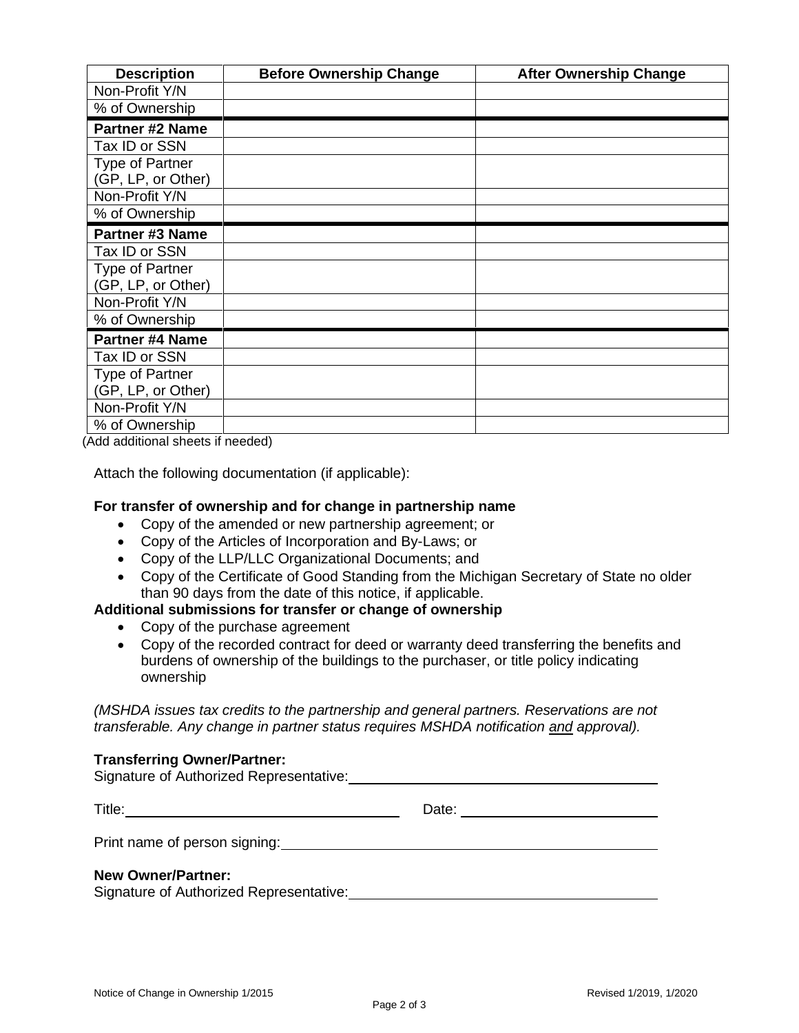| Description | Before Ownership Change | After Ownership Change |
|---|---|---|
| Non-Profit Y/N | | |
| % of Ownership | | |
| **Partner #2 Name** | | |
| Tax ID or SSN | | |
| Type of Partner (GP, LP, or Other) | | |
| Non-Profit Y/N | | |
| % of Ownership | | |
| **Partner #3 Name** | | |
| Tax ID or SSN | | |
| Type of Partner (GP, LP, or Other) | | |
| Non-Profit Y/N | | |
| % of Ownership | | |
| **Partner #4 Name** | | |
| Tax ID or SSN | | |
| Type of Partner (GP, LP, or Other) | | |
| Non-Profit Y/N | | |
| % of Ownership | | |

(Add additional sheets if needed)

Attach the following documentation (if applicable):

**For transfer of ownership and for change in partnership name**

- Copy of the amended or new partnership agreement; or
- Copy of the Articles of Incorporation and By-Laws; or
- Copy of the LLP/LLC Organizational Documents; and
- Copy of the Certificate of Good Standing from the Michigan Secretary of State no older than 90 days from the date of this notice, if applicable.

**Additional submissions for transfer or change of ownership**

- Copy of the purchase agreement
- Copy of the recorded contract for deed or warranty deed transferring the benefits and burdens of ownership of the buildings to the purchaser, or title policy indicating ownership

*(MSHDA issues tax credits to the partnership and general partners. Reservations are not transferable. Any change in partner status requires MSHDA notification and approval).*

**Transferring Owner/Partner:**

Signature of Authorized Representative: ______________________________

Title: ______________________________ Date: ______________________

Print name of person signing: ______________________________

**New Owner/Partner:**

Signature of Authorized Representative: ______________________________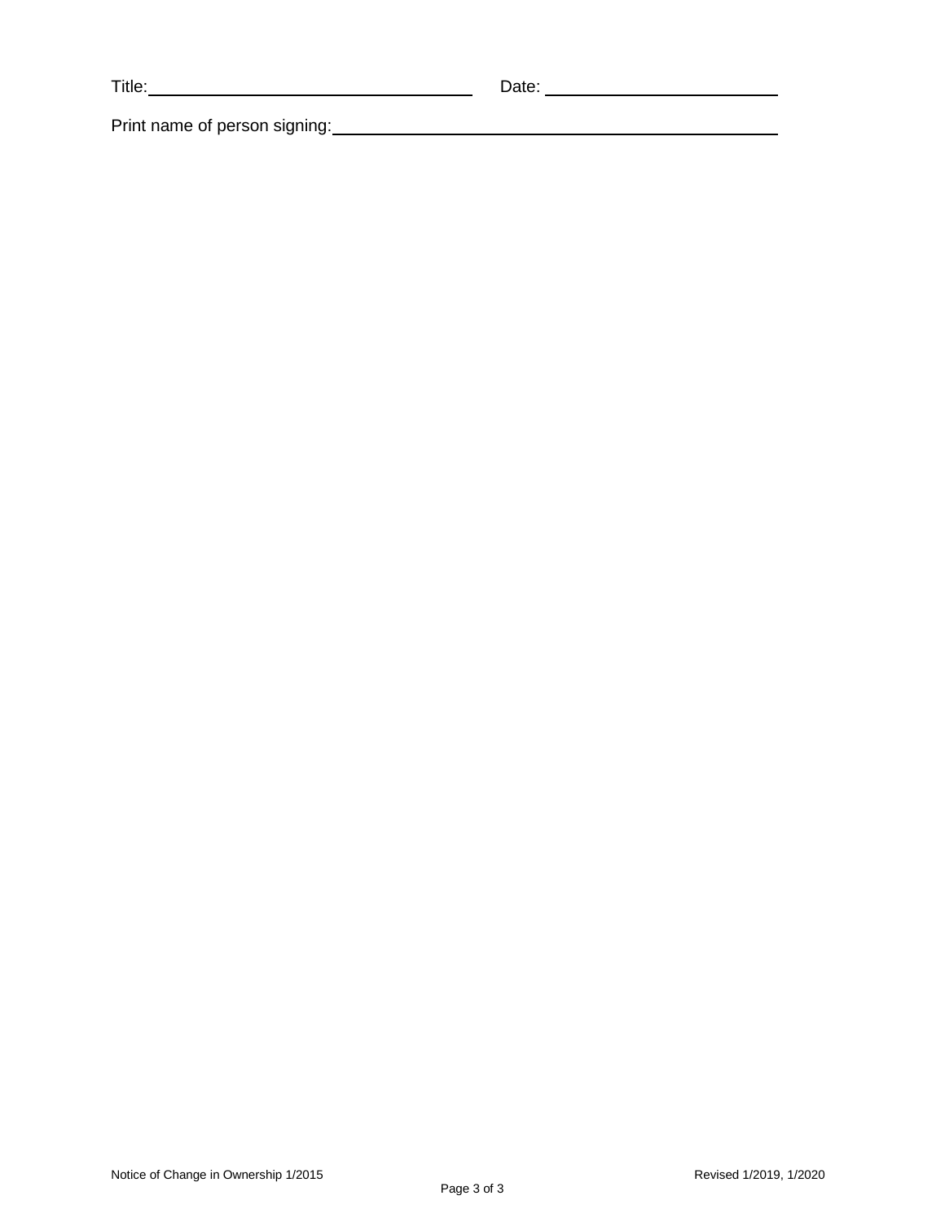Title: ______________________________ Date: ______________________

Print name of person signing: ________________________________________